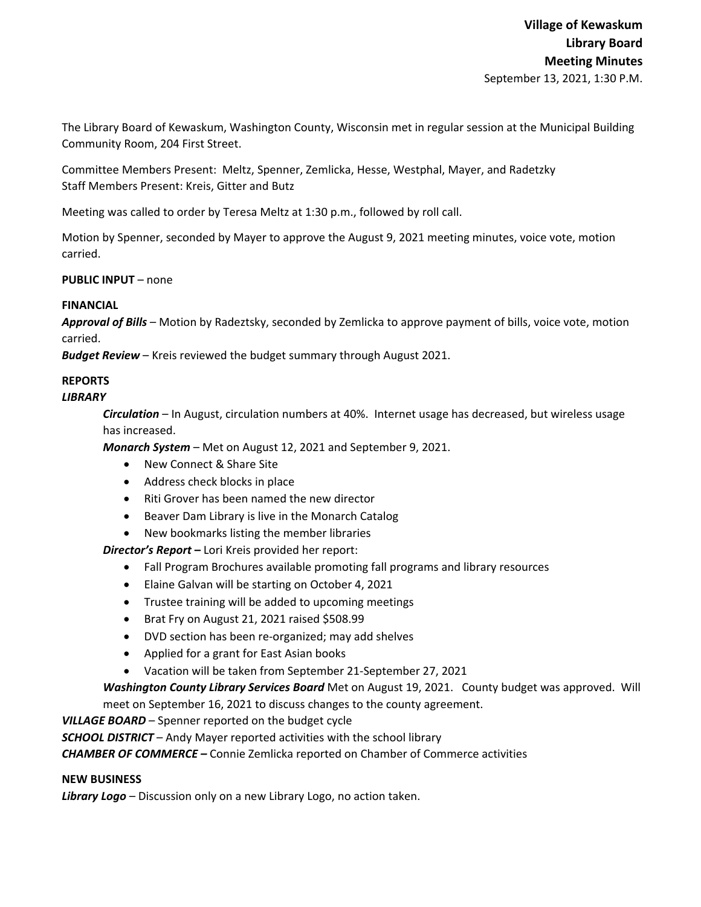**Village of Kewaskum**
**Library Board**
**Meeting Minutes**
September 13, 2021, 1:30 P.M.

The Library Board of Kewaskum, Washington County, Wisconsin met in regular session at the Municipal Building Community Room, 204 First Street.

Committee Members Present: Meltz, Spenner, Zemlicka, Hesse, Westphal, Mayer, and Radetzky
Staff Members Present: Kreis, Gitter and Butz

Meeting was called to order by Teresa Meltz at 1:30 p.m., followed by roll call.

Motion by Spenner, seconded by Mayer to approve the August 9, 2021 meeting minutes, voice vote, motion carried.

**PUBLIC INPUT** – none

**FINANCIAL**

***Approval of Bills*** – Motion by Radeztsky, seconded by Zemlicka to approve payment of bills, voice vote, motion carried.

***Budget Review*** – Kreis reviewed the budget summary through August 2021.

**REPORTS**

***LIBRARY***

***Circulation*** – In August, circulation numbers at 40%. Internet usage has decreased, but wireless usage has increased.

***Monarch System*** – Met on August 12, 2021 and September 9, 2021.

- New Connect & Share Site
- Address check blocks in place
- Riti Grover has been named the new director
- Beaver Dam Library is live in the Monarch Catalog
- New bookmarks listing the member libraries

***Director's Report*** **–** Lori Kreis provided her report:

- Fall Program Brochures available promoting fall programs and library resources
- Elaine Galvan will be starting on October 4, 2021
- Trustee training will be added to upcoming meetings
- Brat Fry on August 21, 2021 raised $508.99
- DVD section has been re-organized; may add shelves
- Applied for a grant for East Asian books
- Vacation will be taken from September 21-September 27, 2021

***Washington County Library Services Board*** Met on August 19, 2021. County budget was approved. Will meet on September 16, 2021 to discuss changes to the county agreement.

***VILLAGE BOARD*** – Spenner reported on the budget cycle

***SCHOOL DISTRICT*** – Andy Mayer reported activities with the school library

***CHAMBER OF COMMERCE*** **–** Connie Zemlicka reported on Chamber of Commerce activities

**NEW BUSINESS**

***Library Logo*** – Discussion only on a new Library Logo, no action taken.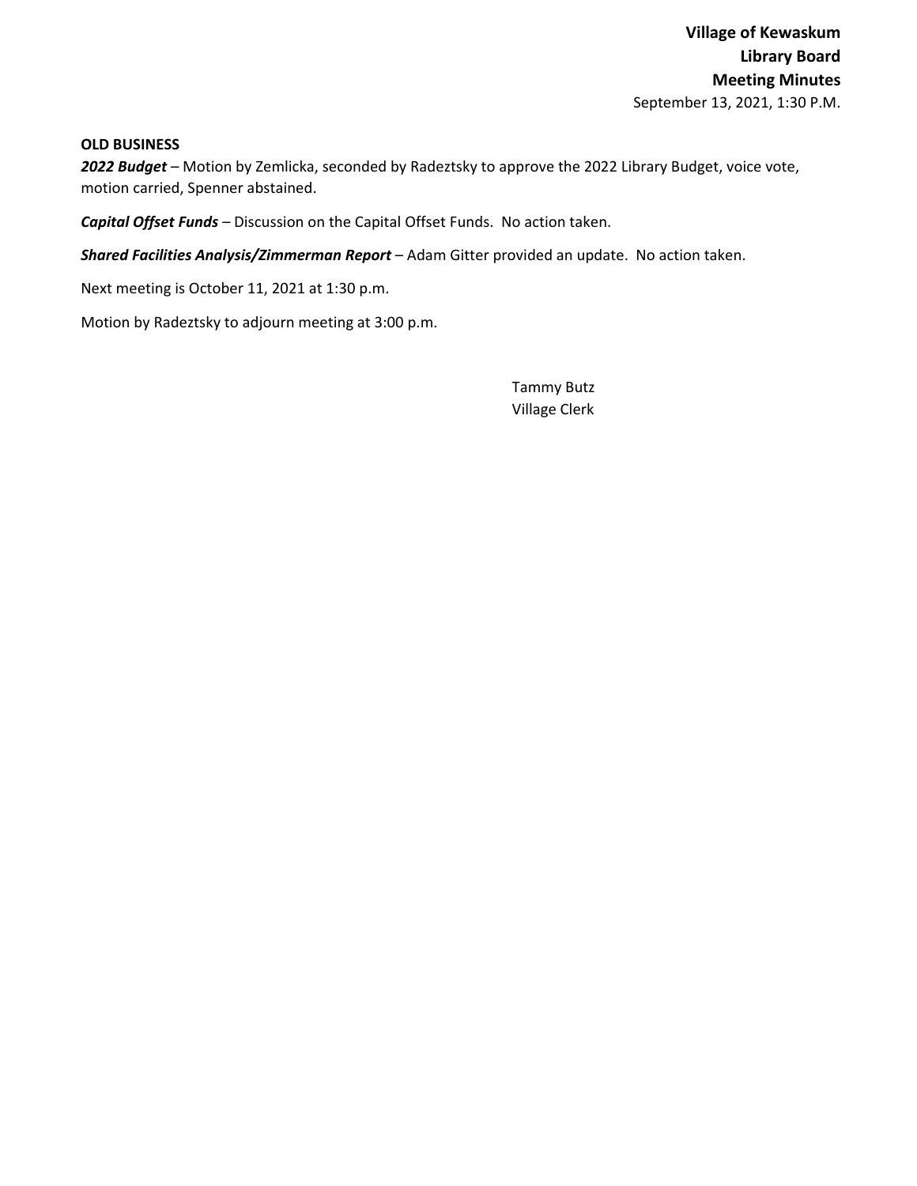**OLD BUSINESS**

***2022 Budget*** – Motion by Zemlicka, seconded by Radeztsky to approve the 2022 Library Budget, voice vote, motion carried, Spenner abstained.

***Capital Offset Funds*** – Discussion on the Capital Offset Funds. No action taken.

***Shared Facilities Analysis/Zimmerman Report*** – Adam Gitter provided an update. No action taken.

Next meeting is October 11, 2021 at 1:30 p.m.

Motion by Radeztsky to adjourn meeting at 3:00 p.m.

Tammy Butz
Village Clerk